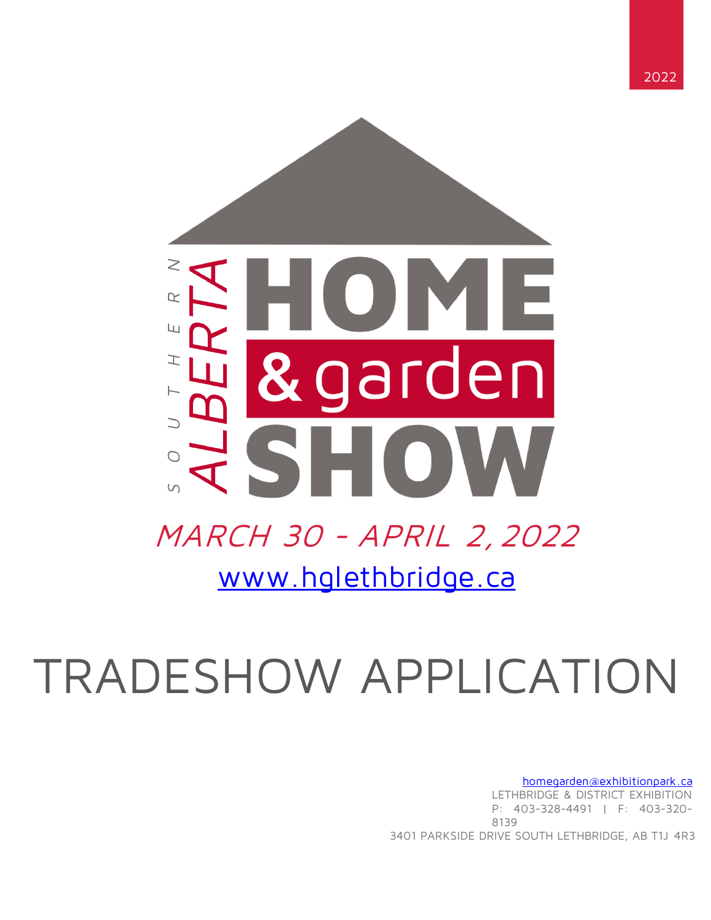2022

SOUTHERN ALBERTA HOME & garden SHOW

*MARCH 30 - APRIL 2, 2022*

[www.hglethbridge.ca](http://www.hglethbridge.ca)

# TRADESHOW APPLICATION

homegarden@exhibitionpark.ca
LETHBRIDGE & DISTRICT EXHIBITION
P: 403-328-4491 | F: 403-320-8139
3401 PARKSIDE DRIVE SOUTH LETHBRIDGE, AB T1J 4R3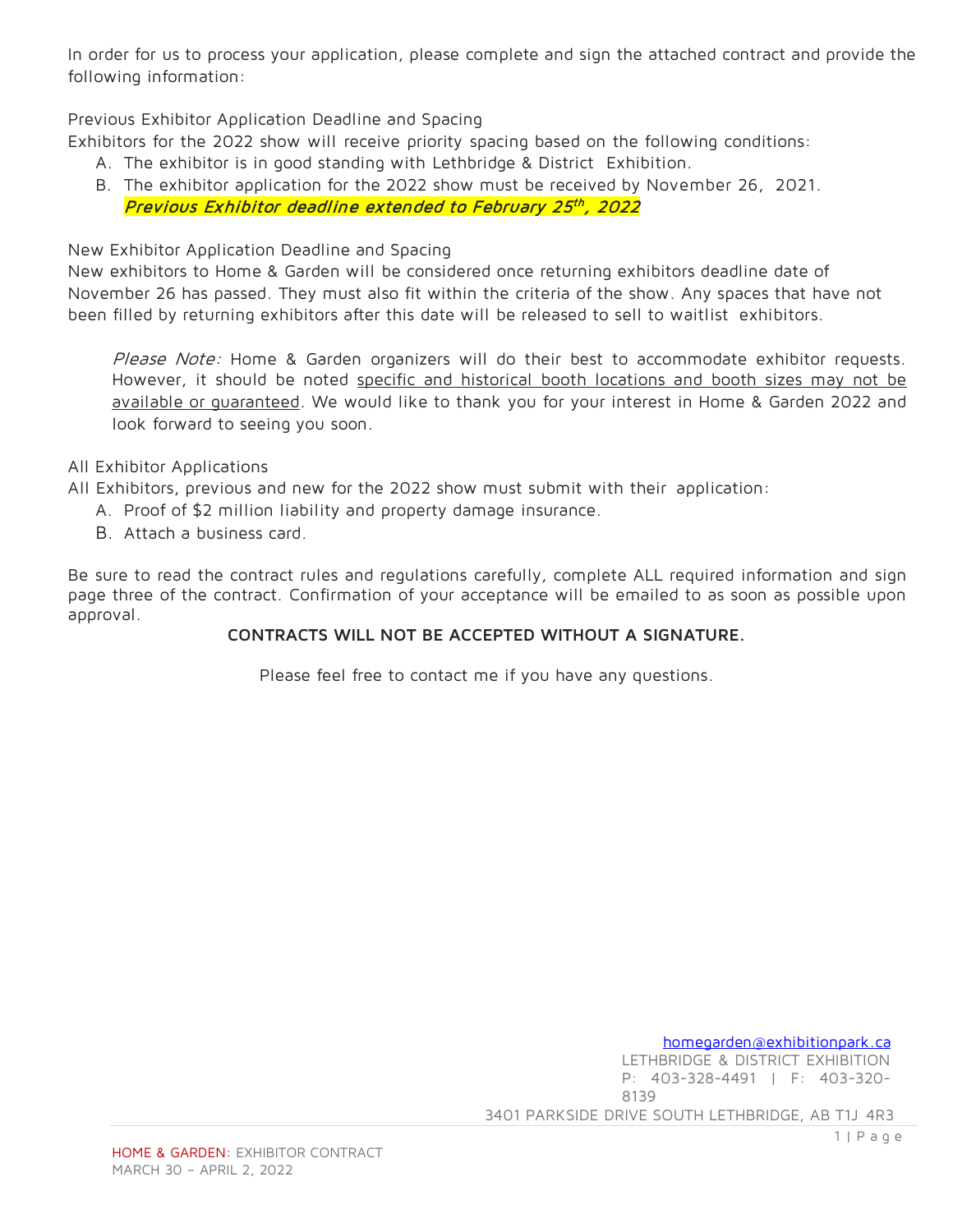In order for us to process your application, please complete and sign the attached contract and provide the following information:

Previous Exhibitor Application Deadline and Spacing

Exhibitors for the 2022 show will receive priority spacing based on the following conditions:

A. The exhibitor is in good standing with Lethbridge & District Exhibition.
B. The exhibitor application for the 2022 show must be received by November 26, 2021.
   ***Previous Exhibitor deadline extended to February 25th, 2022***

New Exhibitor Application Deadline and Spacing

New exhibitors to Home & Garden will be considered once returning exhibitors deadline date of November 26 has passed. They must also fit within the criteria of the show. Any spaces that have not been filled by returning exhibitors after this date will be released to sell to waitlist exhibitors.

> *Please Note:* Home & Garden organizers will do their best to accommodate exhibitor requests. However, it should be noted specific and historical booth locations and booth sizes may not be available or guaranteed. We would like to thank you for your interest in Home & Garden 2022 and look forward to seeing you soon.

All Exhibitor Applications

All Exhibitors, previous and new for the 2022 show must submit with their application:

A. Proof of $2 million liability and property damage insurance.
B. Attach a business card.

Be sure to read the contract rules and regulations carefully, complete ALL required information and sign page three of the contract. Confirmation of your acceptance will be emailed to as soon as possible upon approval.

**CONTRACTS WILL NOT BE ACCEPTED WITHOUT A SIGNATURE.**

Please feel free to contact me if you have any questions.

homegarden@exhibitionpark.ca
LETHBRIDGE & DISTRICT EXHIBITION
P: 403-328-4491 | F: 403-320-8139
3401 PARKSIDE DRIVE SOUTH LETHBRIDGE, AB T1J 4R3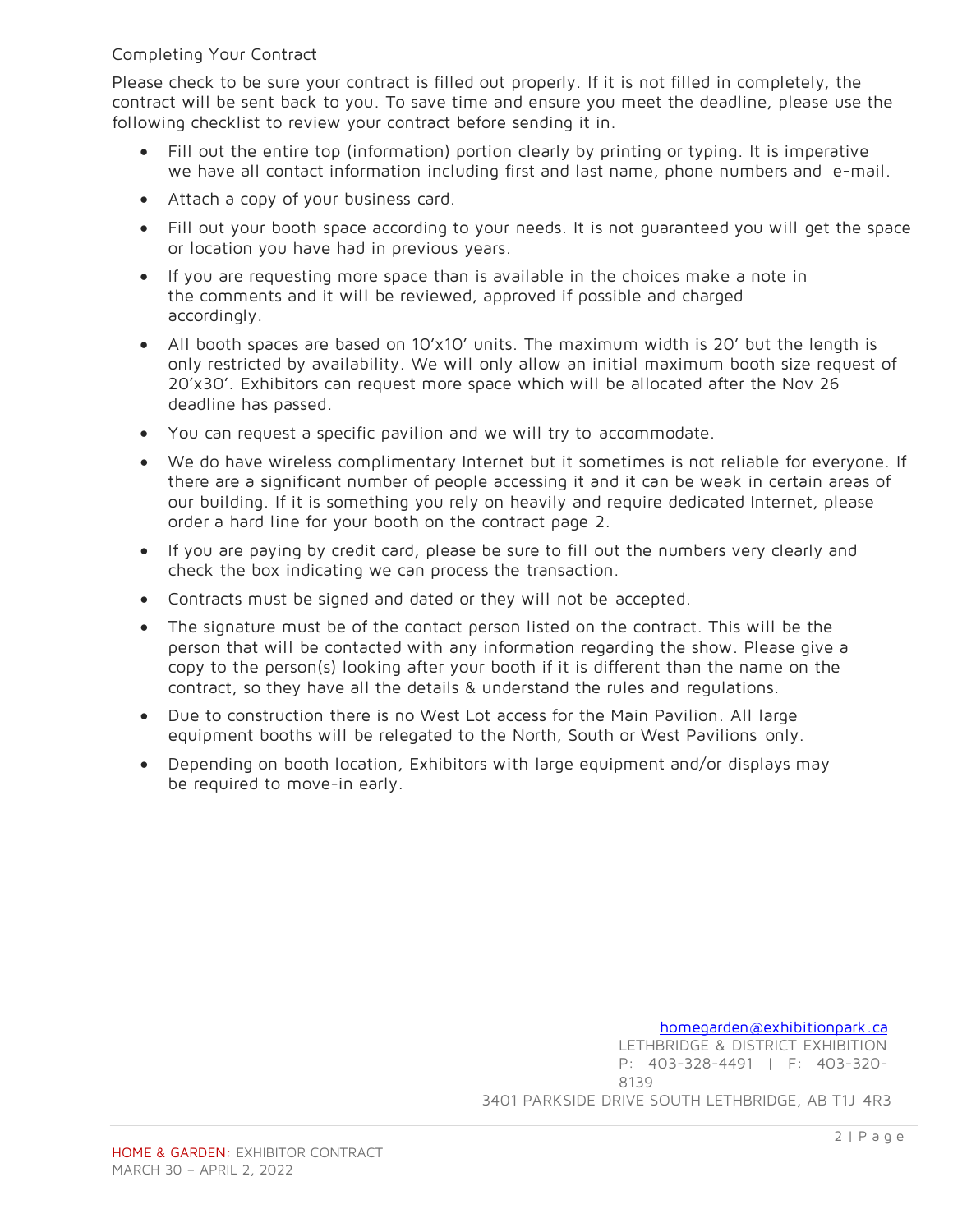## Completing Your Contract

Please check to be sure your contract is filled out properly. If it is not filled in completely, the contract will be sent back to you. To save time and ensure you meet the deadline, please use the following checklist to review your contract before sending it in.

- Fill out the entire top (information) portion clearly by printing or typing. It is imperative we have all contact information including first and last name, phone numbers and e-mail.
- Attach a copy of your business card.
- Fill out your booth space according to your needs. It is not guaranteed you will get the space or location you have had in previous years.
- If you are requesting more space than is available in the choices make a note in the comments and it will be reviewed, approved if possible and charged accordingly.
- All booth spaces are based on 10'x10' units. The maximum width is 20' but the length is only restricted by availability. We will only allow an initial maximum booth size request of 20'x30'. Exhibitors can request more space which will be allocated after the Nov 26 deadline has passed.
- You can request a specific pavilion and we will try to accommodate.
- We do have wireless complimentary Internet but it sometimes is not reliable for everyone. If there are a significant number of people accessing it and it can be weak in certain areas of our building. If it is something you rely on heavily and require dedicated Internet, please order a hard line for your booth on the contract page 2.
- If you are paying by credit card, please be sure to fill out the numbers very clearly and check the box indicating we can process the transaction.
- Contracts must be signed and dated or they will not be accepted.
- The signature must be of the contact person listed on the contract. This will be the person that will be contacted with any information regarding the show. Please give a copy to the person(s) looking after your booth if it is different than the name on the contract, so they have all the details & understand the rules and regulations.
- Due to construction there is no West Lot access for the Main Pavilion. All large equipment booths will be relegated to the North, South or West Pavilions only.
- Depending on booth location, Exhibitors with large equipment and/or displays may be required to move-in early.

homegarden@exhibitionpark.ca
LETHBRIDGE & DISTRICT EXHIBITION
P: 403-328-4491 | F: 403-320-8139
3401 PARKSIDE DRIVE SOUTH LETHBRIDGE, AB T1J 4R3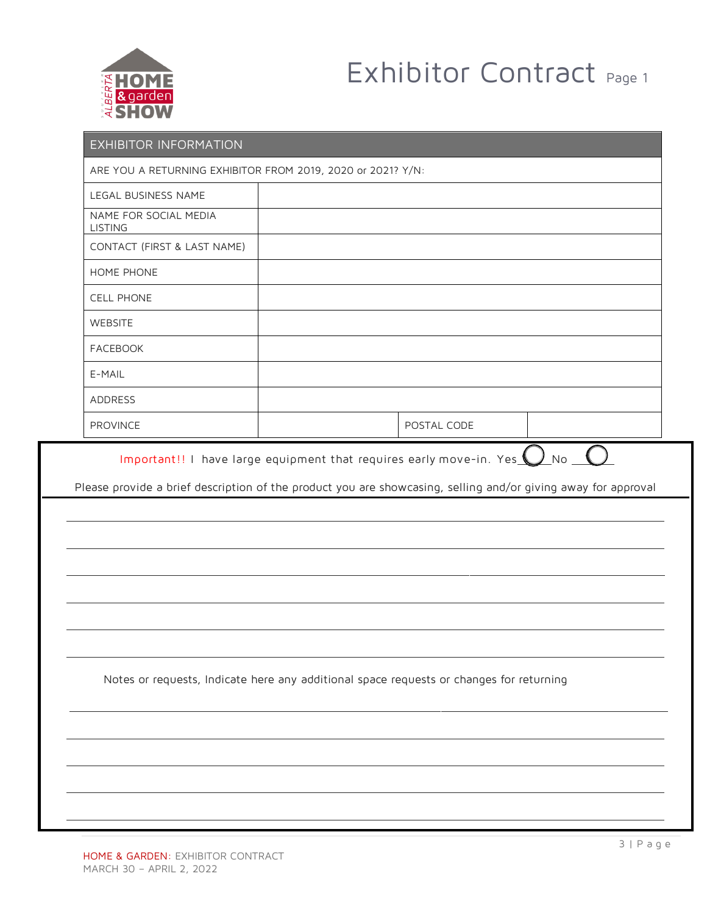# Exhibitor Contract Page 1

| EXHIBITOR INFORMATION | | | |
|---|---|---|---|
| ARE YOU A RETURNING EXHIBITOR FROM 2019, 2020 or 2021? Y/N: | | | |
| LEGAL BUSINESS NAME | | | |
| NAME FOR SOCIAL MEDIA LISTING | | | |
| CONTACT (FIRST & LAST NAME) | | | |
| HOME PHONE | | | |
| CELL PHONE | | | |
| WEBSITE | | | |
| FACEBOOK | | | |
| E-MAIL | | | |
| ADDRESS | | | |
| PROVINCE | | POSTAL CODE | |

Important!! I have large equipment that requires early move-in. Yes ___ No ___

Please provide a brief description of the product you are showcasing, selling and/or giving away for approval

______________________________________________________________

______________________________________________________________

______________________________________________________________

______________________________________________________________

______________________________________________________________

______________________________________________________________

Notes or requests, Indicate here any additional space requests or changes for returning

______________________________________________________________

______________________________________________________________

______________________________________________________________

______________________________________________________________

______________________________________________________________

HOME & GARDEN: EXHIBITOR CONTRACT
MARCH 30 – APRIL 2, 2022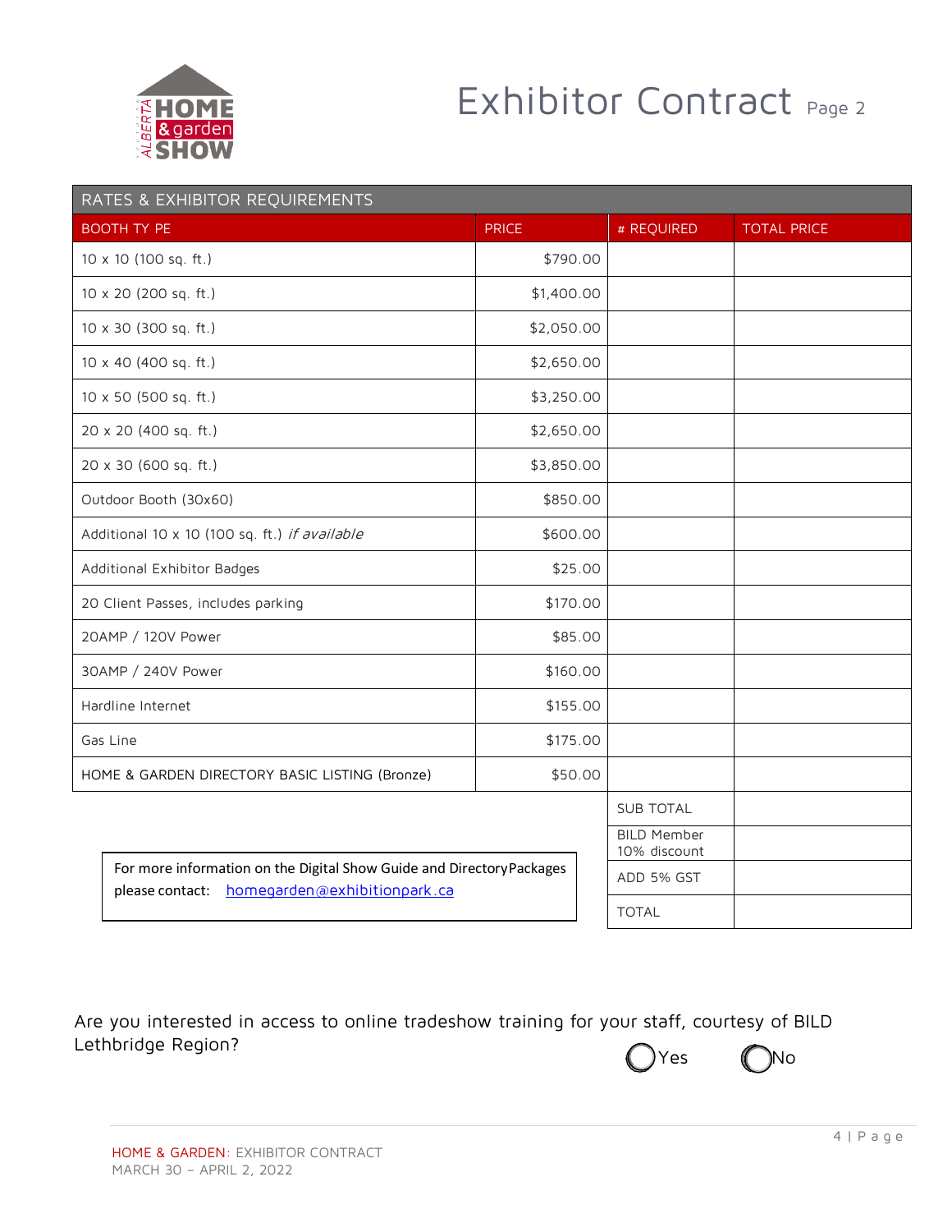# Exhibitor Contract Page 2

| RATES & EXHIBITOR REQUIREMENTS | | | |
|---|---|---|---|
| BOOTH TY PE | PRICE | # REQUIRED | TOTAL PRICE |
| 10 x 10 (100 sq. ft.) | $790.00 | | |
| 10 x 20 (200 sq. ft.) | $1,400.00 | | |
| 10 x 30 (300 sq. ft.) | $2,050.00 | | |
| 10 x 40 (400 sq. ft.) | $2,650.00 | | |
| 10 x 50 (500 sq. ft.) | $3,250.00 | | |
| 20 x 20 (400 sq. ft.) | $2,650.00 | | |
| 20 x 30 (600 sq. ft.) | $3,850.00 | | |
| Outdoor Booth (30x60) | $850.00 | | |
| Additional 10 x 10 (100 sq. ft.) *if available* | $600.00 | | |
| Additional Exhibitor Badges | $25.00 | | |
| 20 Client Passes, includes parking | $170.00 | | |
| 20AMP / 120V Power | $85.00 | | |
| 30AMP / 240V Power | $160.00 | | |
| Hardline Internet | $155.00 | | |
| Gas Line | $175.00 | | |
| HOME & GARDEN DIRECTORY BASIC LISTING (Bronze) | $50.00 | | |
| | | SUB TOTAL | |
| | | BILD Member 10% discount | |
| | | ADD 5% GST | |
| | | TOTAL | |

For more information on the Digital Show Guide and Directory Packages please contact: homegarden@exhibitionpark.ca

Are you interested in access to online tradeshow training for your staff, courtesy of BILD Lethbridge Region?

◯ Yes ◯ No

HOME & GARDEN: EXHIBITOR CONTRACT
MARCH 30 – APRIL 2, 2022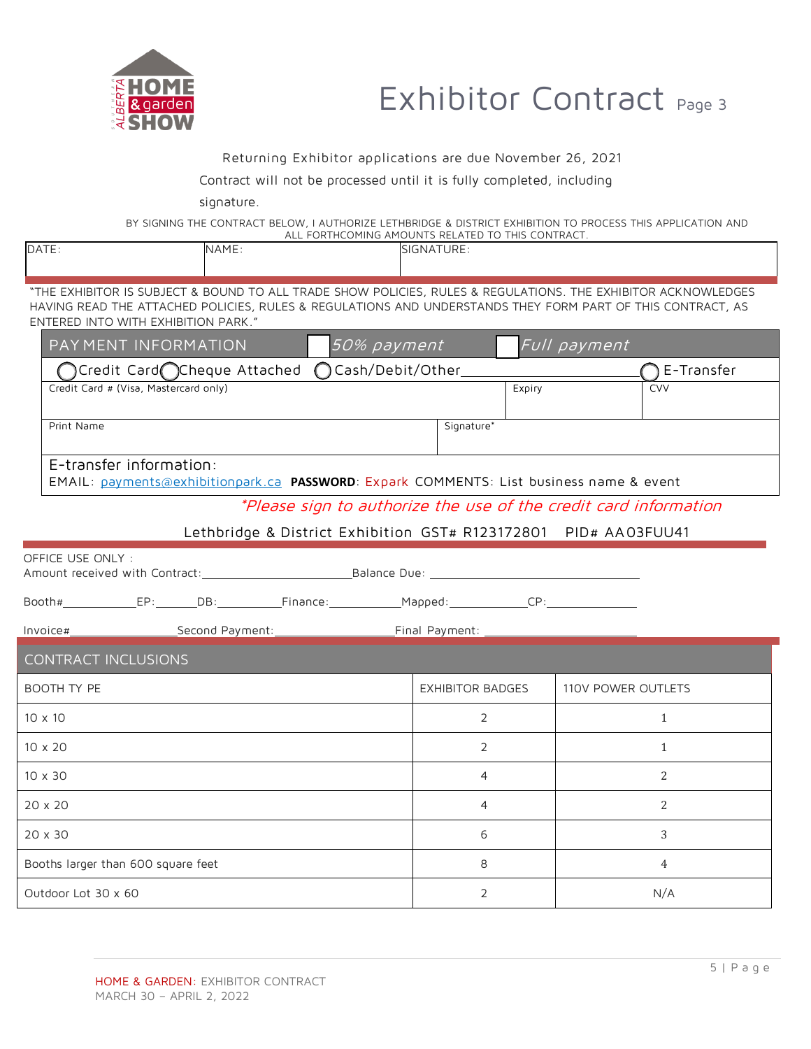# Exhibitor Contract Page 3

Returning Exhibitor applications are due November 26, 2021

Contract will not be processed until it is fully completed, including signature.

BY SIGNING THE CONTRACT BELOW, I AUTHORIZE LETHBRIDGE & DISTRICT EXHIBITION TO PROCESS THIS APPLICATION AND ALL FORTHCOMING AMOUNTS RELATED TO THIS CONTRACT.

| DATE: | NAME: | SIGNATURE: |
|---|---|---|
| | | |

"THE EXHIBITOR IS SUBJECT & BOUND TO ALL TRADE SHOW POLICIES, RULES & REGULATIONS. THE EXHIBITOR ACKNOWLEDGES HAVING READ THE ATTACHED POLICIES, RULES & REGULATIONS AND UNDERSTANDS THEY FORM PART OF THIS CONTRACT, AS ENTERED INTO WITH EXHIBITION PARK."

## PAYMENT INFORMATION

☐ *50% payment* ☐ *Full payment*

◯ Credit Card ◯ Cheque Attached ◯ Cash/Debit/Other\_\_\_\_\_\_\_\_\_\_\_\_ ◯ E-Transfer

| Credit Card # (Visa, Mastercard only) | Expiry | CVV |
|---|---|---|
| | | |

| Print Name | Signature* |
|---|---|
| | |

E-transfer information:

EMAIL: payments@exhibitionpark.ca **PASSWORD**: Expark COMMENTS: List business name & event

*\*Please sign to authorize the use of the credit card information*

Lethbridge & District Exhibition GST# R123172801 PID# AA03FUU41

OFFICE USE ONLY :

Amount received with Contract:\_\_\_\_\_\_\_\_\_\_\_\_\_\_\_\_ Balance Due: \_\_\_\_\_\_\_\_\_\_\_\_\_\_\_\_\_\_\_\_

Booth#\_\_\_\_\_\_\_\_ EP:\_\_\_\_\_ DB:\_\_\_\_\_\_\_ Finance:\_\_\_\_\_\_\_\_ Mapped:\_\_\_\_\_\_\_\_ CP:\_\_\_\_\_\_\_\_\_

Invoice#\_\_\_\_\_\_\_\_\_\_\_\_ Second Payment:\_\_\_\_\_\_\_\_\_\_\_\_ Final Payment: \_\_\_\_\_\_\_\_\_\_\_\_\_\_\_

## CONTRACT INCLUSIONS

| BOOTH TYPE | EXHIBITOR BADGES | 110V POWER OUTLETS |
|---|---|---|
| 10 x 10 | 2 | 1 |
| 10 x 20 | 2 | 1 |
| 10 x 30 | 4 | 2 |
| 20 x 20 | 4 | 2 |
| 20 x 30 | 6 | 3 |
| Booths larger than 600 square feet | 8 | 4 |
| Outdoor Lot 30 x 60 | 2 | N/A |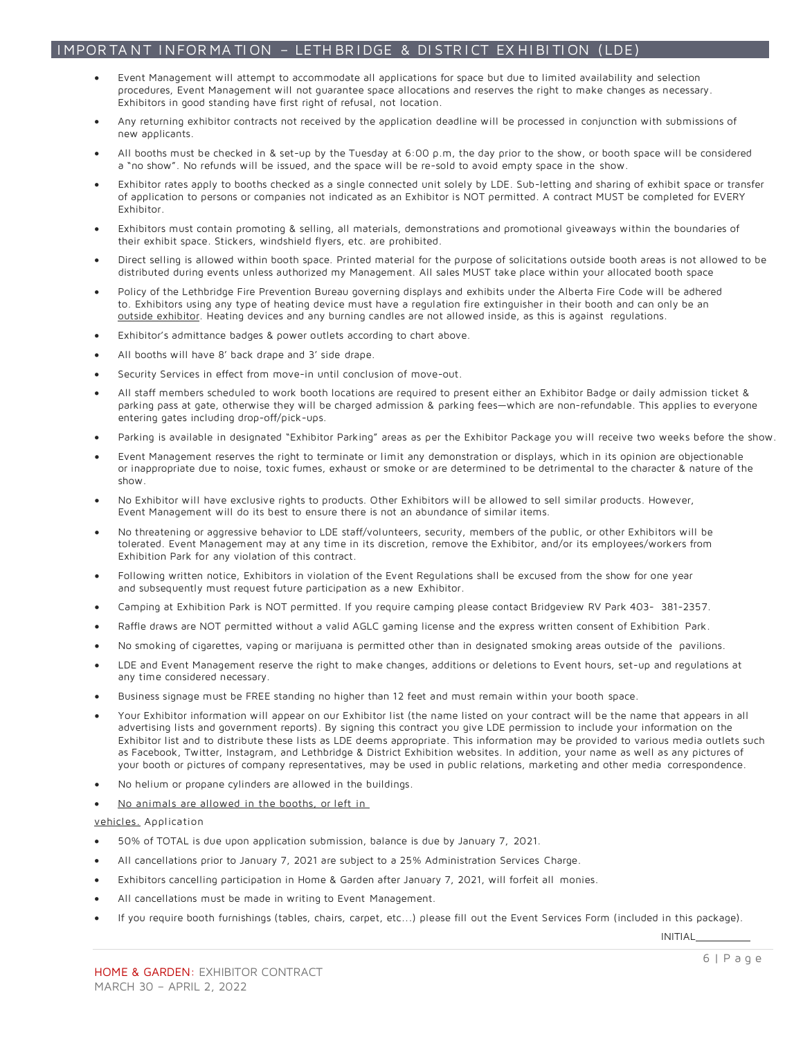## IMPORTANT INFORMATION – LETHBRIDGE & DISTRICT EXHIBITION (LDE)

- Event Management will attempt to accommodate all applications for space but due to limited availability and selection procedures, Event Management will not guarantee space allocations and reserves the right to make changes as necessary. Exhibitors in good standing have first right of refusal, not location.
- Any returning exhibitor contracts not received by the application deadline will be processed in conjunction with submissions of new applicants.
- All booths must be checked in & set-up by the Tuesday at 6:00 p.m, the day prior to the show, or booth space will be considered a "no show". No refunds will be issued, and the space will be re-sold to avoid empty space in the show.
- Exhibitor rates apply to booths checked as a single connected unit solely by LDE. Sub-letting and sharing of exhibit space or transfer of application to persons or companies not indicated as an Exhibitor is NOT permitted. A contract MUST be completed for EVERY Exhibitor.
- Exhibitors must contain promoting & selling, all materials, demonstrations and promotional giveaways within the boundaries of their exhibit space. Stickers, windshield flyers, etc. are prohibited.
- Direct selling is allowed within booth space. Printed material for the purpose of solicitations outside booth areas is not allowed to be distributed during events unless authorized my Management. All sales MUST take place within your allocated booth space
- Policy of the Lethbridge Fire Prevention Bureau governing displays and exhibits under the Alberta Fire Code will be adhered to. Exhibitors using any type of heating device must have a regulation fire extinguisher in their booth and can only be an outside exhibitor. Heating devices and any burning candles are not allowed inside, as this is against regulations.
- Exhibitor's admittance badges & power outlets according to chart above.
- All booths will have 8' back drape and 3' side drape.
- Security Services in effect from move-in until conclusion of move-out.
- All staff members scheduled to work booth locations are required to present either an Exhibitor Badge or daily admission ticket & parking pass at gate, otherwise they will be charged admission & parking fees—which are non-refundable. This applies to everyone entering gates including drop-off/pick-ups.
- Parking is available in designated "Exhibitor Parking" areas as per the Exhibitor Package you will receive two weeks before the show.
- Event Management reserves the right to terminate or limit any demonstration or displays, which in its opinion are objectionable or inappropriate due to noise, toxic fumes, exhaust or smoke or are determined to be detrimental to the character & nature of the show.
- No Exhibitor will have exclusive rights to products. Other Exhibitors will be allowed to sell similar products. However, Event Management will do its best to ensure there is not an abundance of similar items.
- No threatening or aggressive behavior to LDE staff/volunteers, security, members of the public, or other Exhibitors will be tolerated. Event Management may at any time in its discretion, remove the Exhibitor, and/or its employees/workers from Exhibition Park for any violation of this contract.
- Following written notice, Exhibitors in violation of the Event Regulations shall be excused from the show for one year and subsequently must request future participation as a new Exhibitor.
- Camping at Exhibition Park is NOT permitted. If you require camping please contact Bridgeview RV Park 403- 381-2357.
- Raffle draws are NOT permitted without a valid AGLC gaming license and the express written consent of Exhibition Park.
- No smoking of cigarettes, vaping or marijuana is permitted other than in designated smoking areas outside of the pavilions.
- LDE and Event Management reserve the right to make changes, additions or deletions to Event hours, set-up and regulations at any time considered necessary.
- Business signage must be FREE standing no higher than 12 feet and must remain within your booth space.
- Your Exhibitor information will appear on our Exhibitor list (the name listed on your contract will be the name that appears in all advertising lists and government reports). By signing this contract you give LDE permission to include your information on the Exhibitor list and to distribute these lists as LDE deems appropriate. This information may be provided to various media outlets such as Facebook, Twitter, Instagram, and Lethbridge & District Exhibition websites. In addition, your name as well as any pictures of your booth or pictures of company representatives, may be used in public relations, marketing and other media correspondence.
- No helium or propane cylinders are allowed in the buildings.
- No animals are allowed in the booths, or left in vehicles.

Application

- 50% of TOTAL is due upon application submission, balance is due by January 7, 2021.
- All cancellations prior to January 7, 2021 are subject to a 25% Administration Services Charge.
- Exhibitors cancelling participation in Home & Garden after January 7, 2021, will forfeit all monies.
- All cancellations must be made in writing to Event Management.
- If you require booth furnishings (tables, chairs, carpet, etc...) please fill out the Event Services Form (included in this package).

INITIAL__________

HOME & GARDEN: EXHIBITOR CONTRACT
MARCH 30 – APRIL 2, 2022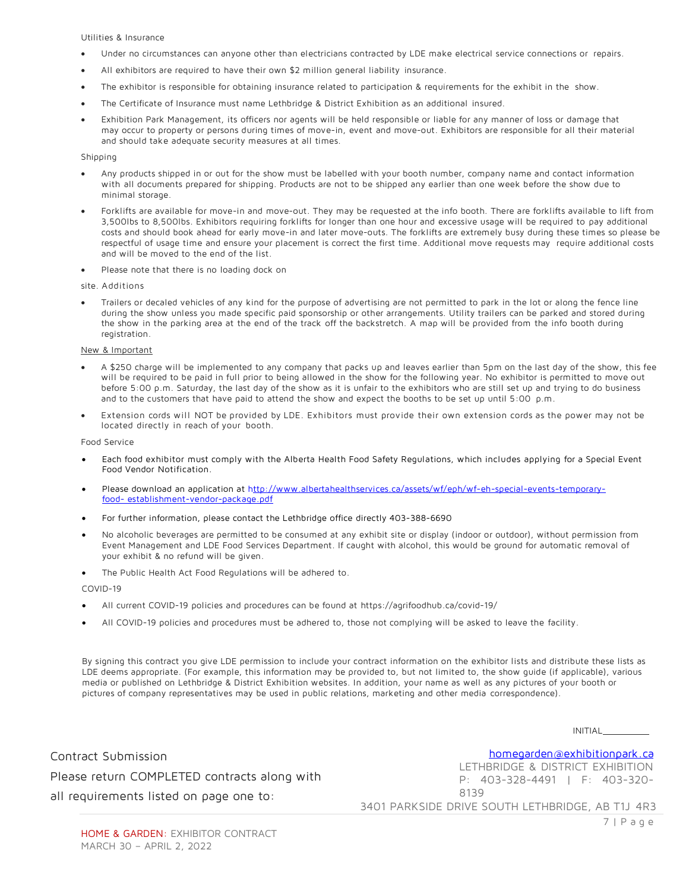Utilities & Insurance

- Under no circumstances can anyone other than electricians contracted by LDE make electrical service connections or repairs.
- All exhibitors are required to have their own $2 million general liability insurance.
- The exhibitor is responsible for obtaining insurance related to participation & requirements for the exhibit in the show.
- The Certificate of Insurance must name Lethbridge & District Exhibition as an additional insured.
- Exhibition Park Management, its officers nor agents will be held responsible or liable for any manner of loss or damage that may occur to property or persons during times of move-in, event and move-out. Exhibitors are responsible for all their material and should take adequate security measures at all times.

Shipping

- Any products shipped in or out for the show must be labelled with your booth number, company name and contact information with all documents prepared for shipping. Products are not to be shipped any earlier than one week before the show due to minimal storage.
- Forklifts are available for move-in and move-out. They may be requested at the info booth. There are forklifts available to lift from 3,500lbs to 8,500lbs. Exhibitors requiring forklifts for longer than one hour and excessive usage will be required to pay additional costs and should book ahead for early move-in and later move-outs. The forklifts are extremely busy during these times so please be respectful of usage time and ensure your placement is correct the first time. Additional move requests may require additional costs and will be moved to the end of the list.
- Please note that there is no loading dock on

site. Additions

- Trailers or decaled vehicles of any kind for the purpose of advertising are not permitted to park in the lot or along the fence line during the show unless you made specific paid sponsorship or other arrangements. Utility trailers can be parked and stored during the show in the parking area at the end of the track off the backstretch. A map will be provided from the info booth during registration.

New & Important

- A $250 charge will be implemented to any company that packs up and leaves earlier than 5pm on the last day of the show, this fee will be required to be paid in full prior to being allowed in the show for the following year. No exhibitor is permitted to move out before 5:00 p.m. Saturday, the last day of the show as it is unfair to the exhibitors who are still set up and trying to do business and to the customers that have paid to attend the show and expect the booths to be set up until 5:00 p.m.
- Extension cords will NOT be provided by LDE. Exhibitors must provide their own extension cords as the power may not be located directly in reach of your booth.

Food Service

- Each food exhibitor must comply with the Alberta Health Food Safety Regulations, which includes applying for a Special Event Food Vendor Notification.
- Please download an application at http://www.albertahealthservices.ca/assets/wf/eph/wf-eh-special-events-temporary-food- establishment-vendor-package.pdf
- For further information, please contact the Lethbridge office directly 403-388-6690
- No alcoholic beverages are permitted to be consumed at any exhibit site or display (indoor or outdoor), without permission from Event Management and LDE Food Services Department. If caught with alcohol, this would be ground for automatic removal of your exhibit & no refund will be given.
- The Public Health Act Food Regulations will be adhered to.

COVID-19

- All current COVID-19 policies and procedures can be found at https://agrifoodhub.ca/covid-19/
- All COVID-19 policies and procedures must be adhered to, those not complying will be asked to leave the facility.

By signing this contract you give LDE permission to include your contract information on the exhibitor lists and distribute these lists as LDE deems appropriate. (For example, this information may be provided to, but not limited to, the show guide (if applicable), various media or published on Lethbridge & District Exhibition websites. In addition, your name as well as any pictures of your booth or pictures of company representatives may be used in public relations, marketing and other media correspondence).

INITIAL__________

Contract Submission

Please return COMPLETED contracts along with all requirements listed on page one to:

homegarden@exhibitionpark.ca
LETHBRIDGE & DISTRICT EXHIBITION
P: 403-328-4491 | F: 403-320-8139
3401 PARKSIDE DRIVE SOUTH LETHBRIDGE, AB T1J 4R3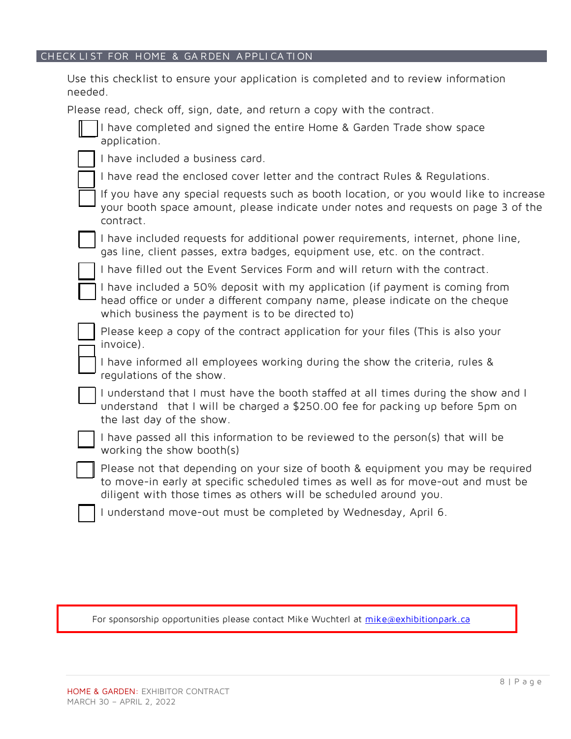## CHECKLIST FOR HOME & GARDEN APPLICATION

Use this checklist to ensure your application is completed and to review information needed.

Please read, check off, sign, date, and return a copy with the contract.

- [ ] I have completed and signed the entire Home & Garden Trade show space application.
- [ ] I have included a business card.
- [ ] I have read the enclosed cover letter and the contract Rules & Regulations.
- [ ] If you have any special requests such as booth location, or you would like to increase your booth space amount, please indicate under notes and requests on page 3 of the contract.
- [ ] I have included requests for additional power requirements, internet, phone line, gas line, client passes, extra badges, equipment use, etc. on the contract.
- [ ] I have filled out the Event Services Form and will return with the contract.
- [ ] I have included a 50% deposit with my application (if payment is coming from head office or under a different company name, please indicate on the cheque which business the payment is to be directed to)
- [ ] Please keep a copy of the contract application for your files (This is also your invoice).
- [ ] I have informed all employees working during the show the criteria, rules & regulations of the show.
- [ ] I understand that I must have the booth staffed at all times during the show and I understand that I will be charged a $250.00 fee for packing up before 5pm on the last day of the show.
- [ ] I have passed all this information to be reviewed to the person(s) that will be working the show booth(s)
- [ ] Please not that depending on your size of booth & equipment you may be required to move-in early at specific scheduled times as well as for move-out and must be diligent with those times as others will be scheduled around you.
- [ ] I understand move-out must be completed by Wednesday, April 6.

For sponsorship opportunities please contact Mike Wuchterl at mike@exhibitionpark.ca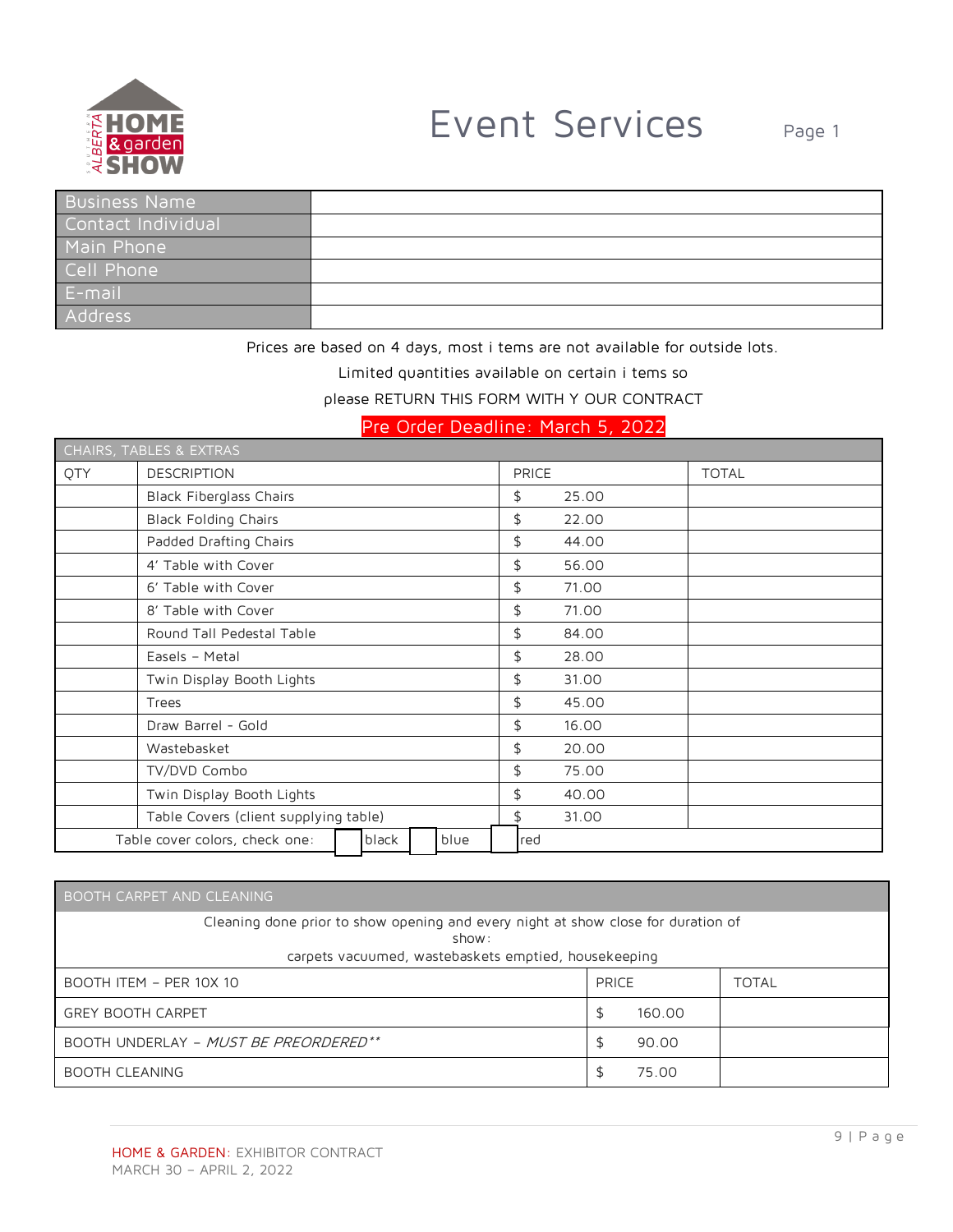# Event Services

Page 1

| Business Name | |
|---|---|
| Contact Individual | |
| Main Phone | |
| Cell Phone | |
| E-mail | |
| Address | |

Prices are based on 4 days, most i tems are not available for outside lots.

Limited quantities available on certain i tems so

please RETURN THIS FORM WITH Y OUR CONTRACT

Pre Order Deadline: March 5, 2022

| CHAIRS, TABLES & EXTRAS | | | |
|---|---|---|---|
| QTY | DESCRIPTION | PRICE | TOTAL |
| | Black Fiberglass Chairs | $ 25.00 | |
| | Black Folding Chairs | $ 22.00 | |
| | Padded Drafting Chairs | $ 44.00 | |
| | 4' Table with Cover | $ 56.00 | |
| | 6' Table with Cover | $ 71.00 | |
| | 8' Table with Cover | $ 71.00 | |
| | Round Tall Pedestal Table | $ 84.00 | |
| | Easels – Metal | $ 28.00 | |
| | Twin Display Booth Lights | $ 31.00 | |
| | Trees | $ 45.00 | |
| | Draw Barrel - Gold | $ 16.00 | |
| | Wastebasket | $ 20.00 | |
| | TV/DVD Combo | $ 75.00 | |
| | Twin Display Booth Lights | $ 40.00 | |
| | Table Covers (client supplying table) | $ 31.00 | |
| Table cover colors, check one: | ☐ black ☐ blue | ☐ red | |

| BOOTH CARPET AND CLEANING | | |
|---|---|---|
| Cleaning done prior to show opening and every night at show close for duration of show: carpets vacuumed, wastebaskets emptied, housekeeping | | |
| BOOTH ITEM – PER 10X 10 | PRICE | TOTAL |
| GREY BOOTH CARPET | $ 160.00 | |
| BOOTH UNDERLAY – *MUST BE PREORDERED\*\** | $ 90.00 | |
| BOOTH CLEANING | $ 75.00 | |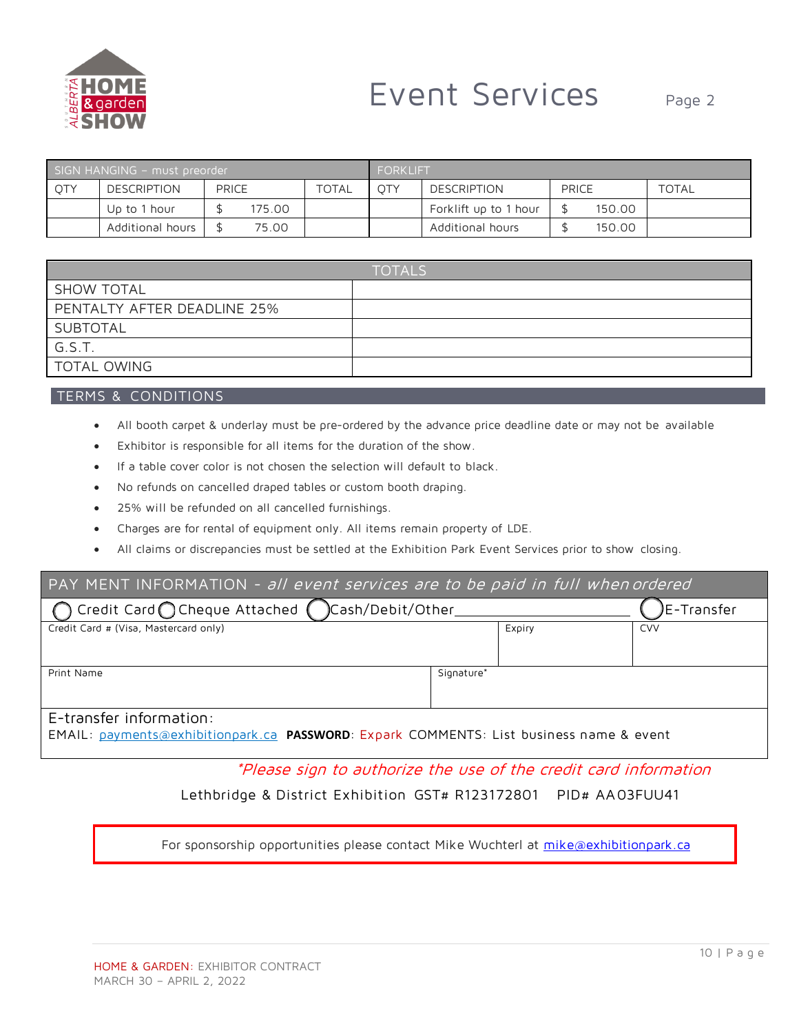# Event Services

Page 2

| SIGN HANGING – must preorder | | | | FORKLIFT | | | |
|---|---|---|---|---|---|---|---|
| QTY | DESCRIPTION | PRICE | TOTAL | QTY | DESCRIPTION | PRICE | TOTAL |
| | Up to 1 hour | $ 175.00 | | | Forklift up to 1 hour | $ 150.00 | |
| | Additional hours | $ 75.00 | | | Additional hours | $ 150.00 | |

| TOTALS | |
|---|---|
| SHOW TOTAL | |
| PENTALTY AFTER DEADLINE 25% | |
| SUBTOTAL | |
| G.S.T. | |
| TOTAL OWING | |

## TERMS & CONDITIONS

- All booth carpet & underlay must be pre-ordered by the advance price deadline date or may not be available
- Exhibitor is responsible for all items for the duration of the show.
- If a table cover color is not chosen the selection will default to black.
- No refunds on cancelled draped tables or custom booth draping.
- 25% will be refunded on all cancelled furnishings.
- Charges are for rental of equipment only. All items remain property of LDE.
- All claims or discrepancies must be settled at the Exhibition Park Event Services prior to show closing.

## PAY MENT INFORMATION - *all event services are to be paid in full when ordered*

◯ Credit Card ◯ Cheque Attached ◯ Cash/Debit/Other________________ ◯ E-Transfer

| Credit Card # (Visa, Mastercard only) | Expiry | CVV |
|---|---|---|
| | | |

| Print Name | Signature* |
|---|---|
| | |

E-transfer information:
EMAIL: payments@exhibitionpark.ca **PASSWORD**: Expark COMMENTS: List business name & event

*\*Please sign to authorize the use of the credit card information*

Lethbridge & District Exhibition GST# R123172801 PID# AA03FUU41

For sponsorship opportunities please contact Mike Wuchterl at mike@exhibitionpark.ca

HOME & GARDEN: EXHIBITOR CONTRACT
MARCH 30 – APRIL 2, 2022